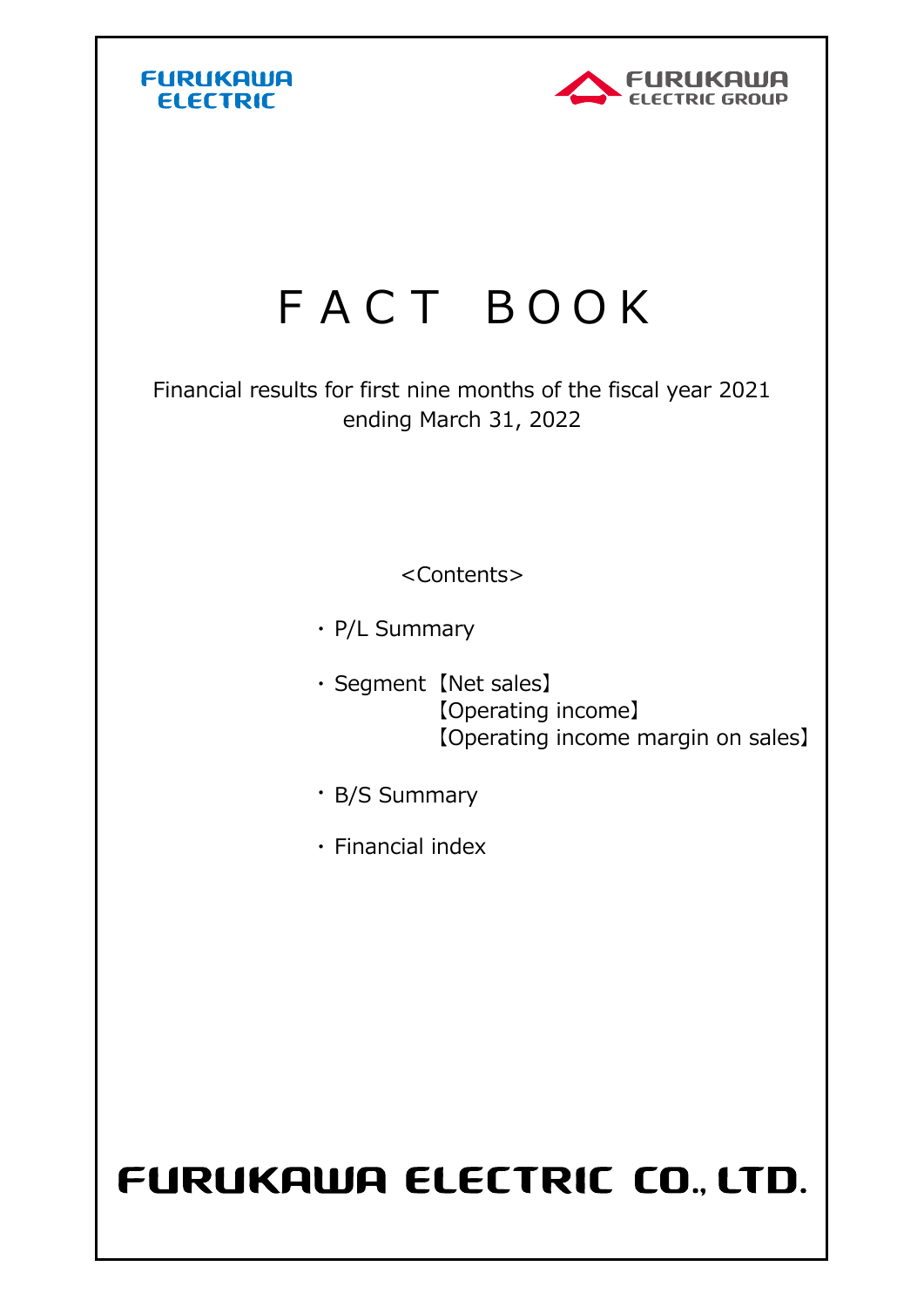FURUKAWA ELECTRIC

FURUKAWA ELECTRIC GROUP

# FACT BOOK

Financial results for first nine months of the fiscal year 2021 ending March 31, 2022

<Contents>

- P/L Summary
- Segment【Net sales】
  【Operating income】
  【Operating income margin on sales】
- B/S Summary
- Financial index

FURUKAWA ELECTRIC CO., LTD.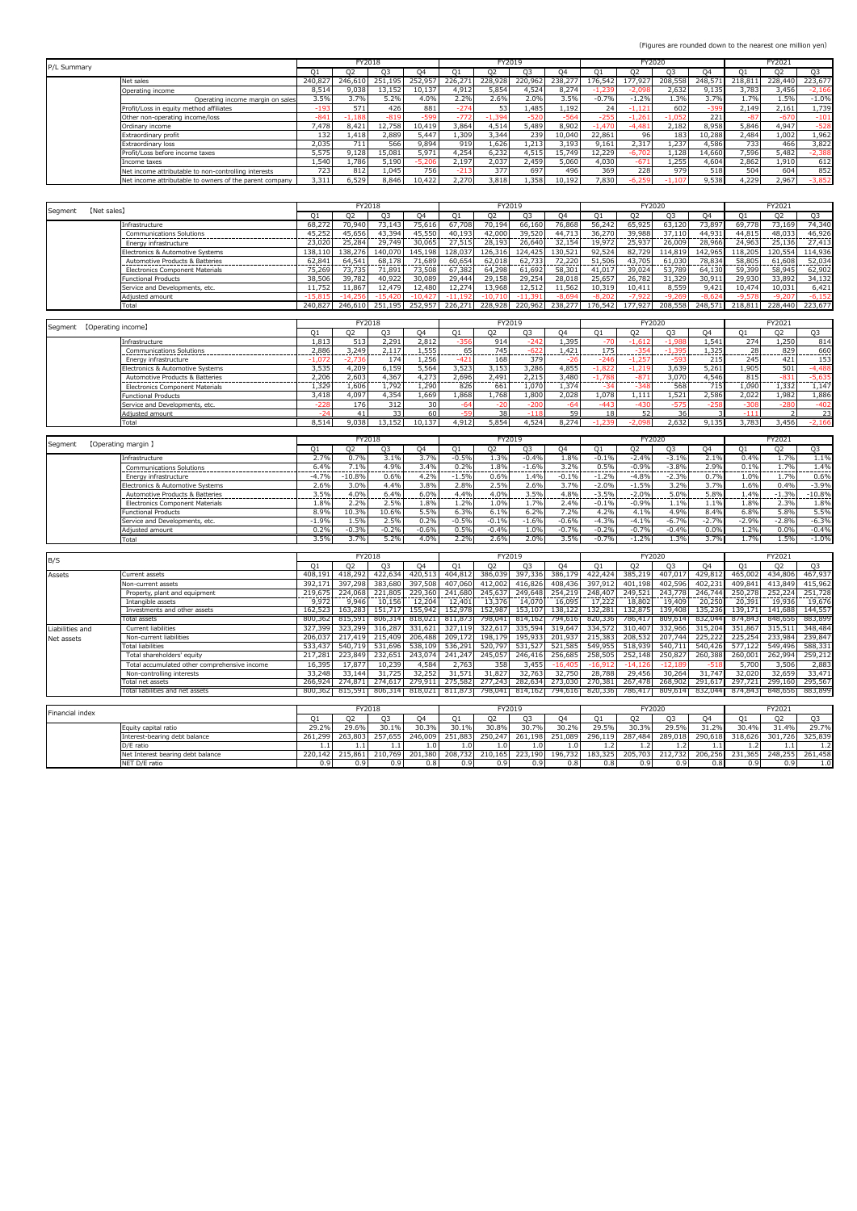(Figures are rounded down to the nearest one million yen)

| P/L Summary | FY2018 | | | | FY2019 | | | | FY2020 | | | | FY2021 | | |
|---|---|---|---|---|---|---|---|---|---|---|---|---|---|---|---|
| | Q1 | Q2 | Q3 | Q4 | Q1 | Q2 | Q3 | Q4 | Q1 | Q2 | Q3 | Q4 | Q1 | Q2 | Q3 |
| Net sales | 240,827 | 246,610 | 251,195 | 252,957 | 226,271 | 228,928 | 220,962 | 238,277 | 176,542 | 177,927 | 208,558 | 248,571 | 218,811 | 228,440 | 223,677 |
| Operating income | 8,514 | 9,038 | 13,152 | 10,137 | 4,912 | 5,854 | 4,524 | 8,274 | -1,239 | -2,098 | 2,632 | 9,135 | 3,783 | 3,456 | -2,166 |
| Operating income margin on sales | 3.5% | 3.7% | 5.2% | 4.0% | 2.2% | 2.6% | 2.0% | 3.5% | -0.7% | -1.2% | 1.3% | 3.7% | 1.7% | 1.5% | -1.0% |
| Profit/Loss in equity method affiliates | -193 | 571 | 426 | 881 | -274 | 53 | 1,485 | 1,192 | 24 | -1,121 | 602 | -399 | 2,149 | 2,161 | 1,739 |
| Other non-operating income/loss | -841 | -1,188 | -819 | -599 | -772 | -1,394 | -520 | -564 | -255 | -1,261 | -1,052 | 221 | -87 | -670 | -101 |
| Ordinary income | 7,478 | 8,421 | 12,758 | 10,419 | 3,864 | 4,514 | 5,489 | 8,902 | -1,470 | -4,481 | 2,182 | 8,958 | 5,846 | 4,947 | -528 |
| Extraordinary profit | 132 | 1,418 | 2,889 | 5,447 | 1,309 | 3,344 | 239 | 10,040 | 22,861 | 96 | 183 | 10,288 | 2,484 | 1,002 | 1,962 |
| Extraordinary loss | 2,035 | 711 | 566 | 9,894 | 919 | 1,626 | 1,213 | 3,193 | 9,161 | 2,317 | 1,237 | 4,586 | 733 | 466 | 3,822 |
| Profit/Loss before income taxes | 5,575 | 9,128 | 15,081 | 5,971 | 4,254 | 6,232 | 4,515 | 15,749 | 12,229 | -6,702 | 1,128 | 14,660 | 7,596 | 5,482 | -2,388 |
| Income taxes | 1,540 | 1,786 | 5,190 | -5,206 | 2,197 | 2,037 | 2,459 | 5,060 | 4,030 | -671 | 1,255 | 4,604 | 2,862 | 1,910 | 612 |
| Net income attributable to non-controlling interests | 723 | 812 | 1,045 | 756 | -213 | 377 | 697 | 496 | 369 | 228 | 979 | 518 | 504 | 604 | 852 |
| Net income attributable to owners of the parent company | 3,311 | 6,529 | 8,846 | 10,422 | 2,270 | 3,818 | 1,358 | 10,192 | 7,830 | -6,259 | -1,107 | 9,538 | 4,229 | 2,967 | -3,852 |

| Segment 【Net sales】 | FY2018 | | | | FY2019 | | | | FY2020 | | | | FY2021 | | |
|---|---|---|---|---|---|---|---|---|---|---|---|---|---|---|---|
| | Q1 | Q2 | Q3 | Q4 | Q1 | Q2 | Q3 | Q4 | Q1 | Q2 | Q3 | Q4 | Q1 | Q2 | Q3 |
| Infrastructure | 68,272 | 70,940 | 73,143 | 75,616 | 67,708 | 70,194 | 66,160 | 76,868 | 56,242 | 65,925 | 63,120 | 73,897 | 69,778 | 73,169 | 74,340 |
| Communications Solutions | 45,252 | 45,656 | 43,394 | 45,550 | 40,193 | 42,000 | 39,520 | 44,713 | 36,270 | 39,988 | 37,110 | 44,931 | 44,815 | 48,033 | 46,926 |
| Energy infrastructure | 23,020 | 25,284 | 29,749 | 30,065 | 27,515 | 28,193 | 26,640 | 32,154 | 19,972 | 25,937 | 26,009 | 28,966 | 24,963 | 25,136 | 27,413 |
| Electronics & Automotive Systems | 138,110 | 138,276 | 140,070 | 145,198 | 128,037 | 126,316 | 124,425 | 130,521 | 92,524 | 82,729 | 114,819 | 142,965 | 118,205 | 120,554 | 114,936 |
| Automotive Products & Batteries | 62,841 | 64,541 | 68,178 | 71,689 | 60,654 | 62,018 | 62,733 | 72,220 | 51,506 | 43,705 | 61,030 | 78,834 | 58,805 | 61,608 | 52,034 |
| Electronics Component Materials | 75,269 | 73,735 | 71,891 | 73,508 | 67,382 | 64,298 | 61,692 | 58,301 | 41,017 | 39,024 | 53,789 | 64,130 | 59,399 | 58,945 | 62,902 |
| Functional Products | 38,506 | 39,782 | 40,922 | 30,089 | 29,444 | 29,158 | 29,254 | 28,018 | 25,657 | 26,782 | 31,329 | 30,911 | 29,930 | 33,892 | 34,132 |
| Service and Developments, etc. | 11,752 | 11,867 | 12,479 | 12,480 | 12,274 | 13,968 | 12,512 | 11,562 | 10,319 | 10,411 | 8,559 | 9,421 | 10,474 | 10,031 | 6,421 |
| Adjusted amount | -15,815 | -14,256 | -15,420 | -10,427 | -11,192 | -10,710 | -11,391 | -8,694 | -8,202 | -7,922 | -9,269 | -8,624 | -9,578 | -9,207 | -6,152 |
| Total | 240,827 | 246,610 | 251,195 | 252,957 | 226,271 | 228,928 | 220,962 | 238,277 | 176,542 | 177,927 | 208,558 | 248,571 | 218,811 | 228,440 | 223,677 |

| Segment 【Operating income】 | FY2018 | | | | FY2019 | | | | FY2020 | | | | FY2021 | | |
|---|---|---|---|---|---|---|---|---|---|---|---|---|---|---|---|
| | Q1 | Q2 | Q3 | Q4 | Q1 | Q2 | Q3 | Q4 | Q1 | Q2 | Q3 | Q4 | Q1 | Q2 | Q3 |
| Infrastructure | 1,813 | 513 | 2,291 | 2,812 | -356 | 914 | -242 | 1,395 | -70 | -1,612 | -1,988 | 1,541 | 274 | 1,250 | 814 |
| Communications Solutions | 2,886 | 3,249 | 2,117 | 1,555 | 65 | 745 | -622 | 1,421 | 175 | -354 | -1,395 | 1,325 | 28 | 829 | 660 |
| Energy infrastructure | -1,072 | -2,736 | 174 | 1,256 | -421 | 168 | 379 | -26 | -246 | -1,257 | -593 | 215 | 245 | 421 | 153 |
| Electronics & Automotive Systems | 3,535 | 4,209 | 6,159 | 5,564 | 3,523 | 3,153 | 3,286 | 4,855 | -1,822 | -1,219 | 3,639 | 5,261 | 1,905 | 501 | -4,488 |
| Automotive Products & Batteries | 2,206 | 2,603 | 4,367 | 4,273 | 2,696 | 2,491 | 2,215 | 3,480 | -1,788 | -871 | 3,070 | 4,546 | 815 | -831 | -5,635 |
| Electronics Component Materials | 1,329 | 1,606 | 1,792 | 1,290 | 826 | 661 | 1,070 | 1,374 | -34 | -348 | 568 | 715 | 1,090 | 1,332 | 1,147 |
| Functional Products | 3,418 | 4,097 | 4,354 | 1,669 | 1,868 | 1,768 | 1,800 | 2,028 | 1,078 | 1,111 | 1,521 | 2,586 | 2,022 | 1,982 | 1,886 |
| Service and Developments, etc. | -228 | 176 | 312 | 30 | -64 | -20 | -200 | -64 | -443 | -430 | -575 | -258 | -308 | -280 | -402 |
| Adjusted amount | -24 | 41 | 33 | 60 | -59 | 38 | -118 | 59 | 18 | 52 | 36 | 3 | -111 | 2 | 23 |
| Total | 8,514 | 9,038 | 13,152 | 10,137 | 4,912 | 5,854 | 4,524 | 8,274 | -1,239 | -2,098 | 2,632 | 9,135 | 3,783 | 3,456 | -2,166 |

| Segment 【Operating margin】 | FY2018 | | | | FY2019 | | | | FY2020 | | | | FY2021 | | |
|---|---|---|---|---|---|---|---|---|---|---|---|---|---|---|---|
| | Q1 | Q2 | Q3 | Q4 | Q1 | Q2 | Q3 | Q4 | Q1 | Q2 | Q3 | Q4 | Q1 | Q2 | Q3 |
| Infrastructure | 2.7% | 0.7% | 3.1% | 3.7% | -0.5% | 1.3% | -0.4% | 1.8% | -0.1% | -2.4% | -3.1% | 2.1% | 0.4% | 1.7% | 1.1% |
| Communications Solutions | 6.4% | 7.1% | 4.9% | 3.4% | 0.2% | 1.8% | -1.6% | 3.2% | 0.5% | -0.9% | -3.8% | 2.9% | 0.1% | 1.7% | 1.4% |
| Energy infrastructure | -4.7% | -10.8% | 0.6% | 4.2% | -1.5% | 0.6% | 1.4% | -0.1% | -1.2% | -4.8% | -2.3% | 0.7% | 1.0% | 1.7% | 0.6% |
| Electronics & Automotive Systems | 2.6% | 3.0% | 4.4% | 3.8% | 2.8% | 2.5% | 2.6% | 3.7% | -2.0% | -1.5% | 3.2% | 3.7% | 1.6% | 0.4% | -3.9% |
| Automotive Products & Batteries | 3.5% | 4.0% | 6.4% | 6.0% | 4.4% | 4.0% | 3.5% | 4.8% | -3.5% | -2.0% | 5.0% | 5.8% | 1.4% | -1.3% | -10.8% |
| Electronics Component Materials | 1.8% | 2.2% | 2.5% | 1.8% | 1.2% | 1.0% | 1.7% | 2.4% | -0.1% | -0.9% | 1.1% | 1.1% | 1.8% | 2.3% | 1.8% |
| Functional Products | 8.9% | 10.3% | 10.6% | 5.5% | 6.3% | 6.1% | 6.2% | 7.2% | 4.2% | 4.1% | 4.9% | 8.4% | 6.8% | 5.8% | 5.5% |
| Service and Developments, etc. | -1.9% | 1.5% | 2.5% | 0.2% | -0.5% | -0.1% | -1.6% | -0.6% | -4.3% | -4.1% | -6.7% | -2.7% | -2.9% | -2.8% | -6.3% |
| Adjusted amount | 0.2% | -0.3% | -0.2% | -0.6% | 0.5% | -0.4% | 1.0% | -0.7% | -0.2% | -0.7% | -0.4% | 0.0% | 1.2% | 0.0% | -0.4% |
| Total | 3.5% | 3.7% | 5.2% | 4.0% | 2.2% | 2.6% | 2.0% | 3.5% | -0.7% | -1.2% | 1.3% | 3.7% | 1.7% | 1.5% | -1.0% |

| B/S | | FY2018 | | | | FY2019 | | | | FY2020 | | | | FY2021 | | |
|---|---|---|---|---|---|---|---|---|---|---|---|---|---|---|---|---|
| | | Q1 | Q2 | Q3 | Q4 | Q1 | Q2 | Q3 | Q4 | Q1 | Q2 | Q3 | Q4 | Q1 | Q2 | Q3 |
| Assets | Current assets | 408,191 | 418,292 | 422,634 | 420,513 | 404,812 | 386,039 | 397,336 | 386,179 | 422,424 | 385,219 | 407,017 | 429,812 | 465,002 | 434,806 | 467,937 |
| | Non-current assets | 392,171 | 397,298 | 383,680 | 397,508 | 407,060 | 412,002 | 416,826 | 408,436 | 397,912 | 401,198 | 402,596 | 402,231 | 409,841 | 413,849 | 415,962 |
| | Property, plant and equipment | 219,675 | 224,068 | 221,805 | 229,360 | 241,680 | 245,637 | 249,648 | 254,219 | 248,407 | 249,521 | 243,778 | 246,744 | 250,278 | 252,224 | 251,728 |
| | Intangible assets | 9,972 | 9,946 | 10,156 | 12,204 | 12,401 | 13,376 | 14,070 | 16,095 | 17,222 | 18,802 | 19,409 | 20,250 | 20,391 | 19,936 | 19,676 |
| | Investments and other assets | 162,523 | 163,283 | 151,717 | 155,942 | 152,978 | 152,987 | 153,107 | 138,122 | 132,281 | 132,875 | 139,408 | 135,236 | 139,171 | 141,688 | 144,557 |
| | Total assets | 800,362 | 815,591 | 806,314 | 818,021 | 811,873 | 798,041 | 814,162 | 794,616 | 820,336 | 786,417 | 809,614 | 832,044 | 874,843 | 848,656 | 883,899 |
| Liabilities and Net assets | Current liabilities | 327,399 | 323,299 | 316,287 | 331,621 | 327,119 | 322,617 | 335,594 | 319,647 | 334,572 | 310,407 | 332,966 | 315,204 | 351,867 | 315,511 | 348,484 |
| | Non-current liabilities | 206,037 | 217,419 | 215,409 | 206,488 | 209,172 | 198,179 | 195,933 | 201,937 | 215,383 | 208,532 | 207,744 | 225,222 | 225,254 | 233,984 | 239,847 |
| | Total liabilities | 533,437 | 540,719 | 531,696 | 538,109 | 536,291 | 520,797 | 531,527 | 521,585 | 549,955 | 518,939 | 540,711 | 540,426 | 577,122 | 549,496 | 588,331 |
| | Total shareholders' equity | 217,281 | 223,849 | 232,651 | 243,074 | 241,247 | 245,057 | 246,416 | 256,685 | 258,505 | 252,148 | 250,827 | 260,388 | 260,001 | 262,994 | 259,212 |
| | Total accumulated other comprehensive income | 16,395 | 17,877 | 10,239 | 4,584 | 2,763 | 358 | 3,455 | -16,405 | -16,912 | -14,126 | -12,189 | -518 | 5,700 | 3,506 | 2,883 |
| | Non-controlling interests | 33,248 | 33,144 | 31,725 | 32,252 | 31,571 | 31,827 | 32,763 | 32,750 | 28,788 | 29,456 | 30,264 | 31,747 | 32,020 | 32,659 | 33,471 |
| | Total net assets | 266,924 | 274,871 | 274,617 | 279,911 | 275,582 | 277,243 | 282,634 | 273,030 | 270,381 | 267,478 | 268,902 | 291,617 | 297,721 | 299,160 | 295,567 |
| | Total liabilities and net assets | 800,362 | 815,591 | 806,314 | 818,021 | 811,873 | 798,041 | 814,162 | 794,616 | 820,336 | 786,417 | 809,614 | 832,044 | 874,843 | 848,656 | 883,899 |

| Financial index | FY2018 | | | | FY2019 | | | | FY2020 | | | | FY2021 | | |
|---|---|---|---|---|---|---|---|---|---|---|---|---|---|---|---|
| | Q1 | Q2 | Q3 | Q4 | Q1 | Q2 | Q3 | Q4 | Q1 | Q2 | Q3 | Q4 | Q1 | Q2 | Q3 |
| Equity capital ratio | 29.2% | 29.6% | 30.1% | 30.3% | 30.1% | 30.8% | 30.7% | 30.2% | 29.5% | 30.3% | 29.5% | 31.2% | 30.4% | 31.4% | 29.7% |
| Interest-bearing debt balance | 261,299 | 263,803 | 257,655 | 246,009 | 251,883 | 250,247 | 261,198 | 251,089 | 296,119 | 287,484 | 289,018 | 290,618 | 318,626 | 301,726 | 325,839 |
| D/E ratio | 1.1 | 1.1 | 1.1 | 1.0 | 1.0 | 1.0 | 1.0 | 1.0 | 1.2 | 1.2 | 1.2 | 1.1 | 1.2 | 1.1 | 1.2 |
| Net Interest bearing debt balance | 220,142 | 215,861 | 210,769 | 201,380 | 208,732 | 210,165 | 223,190 | 196,732 | 183,325 | 205,703 | 212,732 | 206,256 | 231,365 | 248,255 | 261,458 |
| NET D/E ratio | 0.9 | 0.9 | 0.9 | 0.8 | 0.9 | 0.9 | 0.9 | 0.8 | 0.8 | 0.9 | 0.9 | 0.8 | 0.9 | 0.9 | 1.0 |